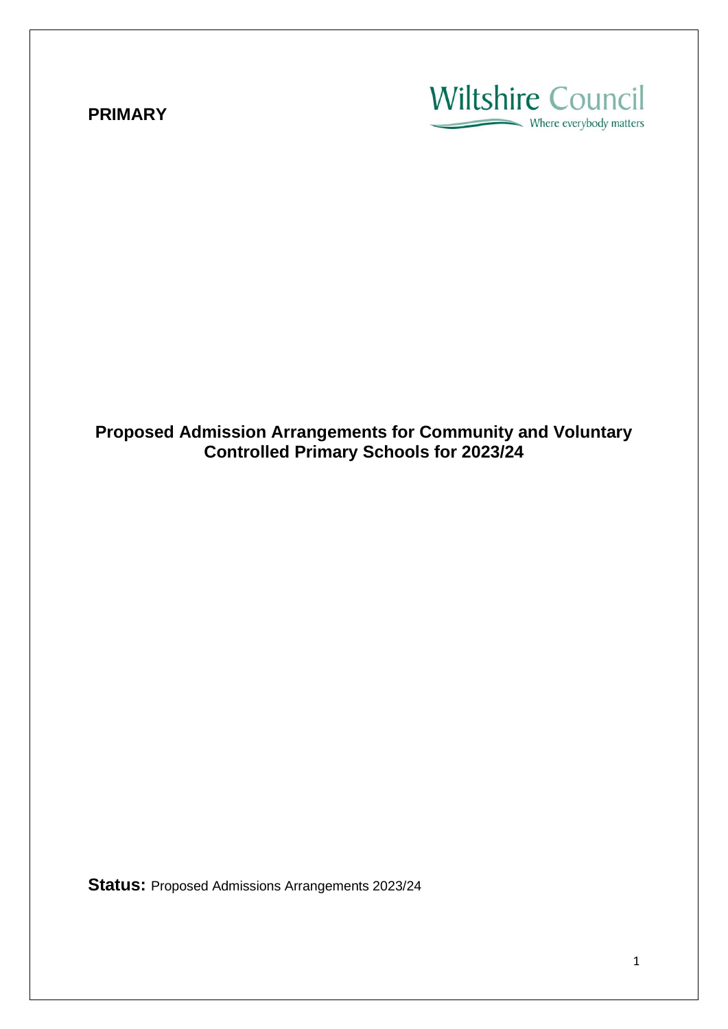**PRIMARY**

Wiltshire Council
Where everybody matters

# Proposed Admission Arrangements for Community and Voluntary Controlled Primary Schools for 2023/24

**Status:** Proposed Admissions Arrangements 2023/24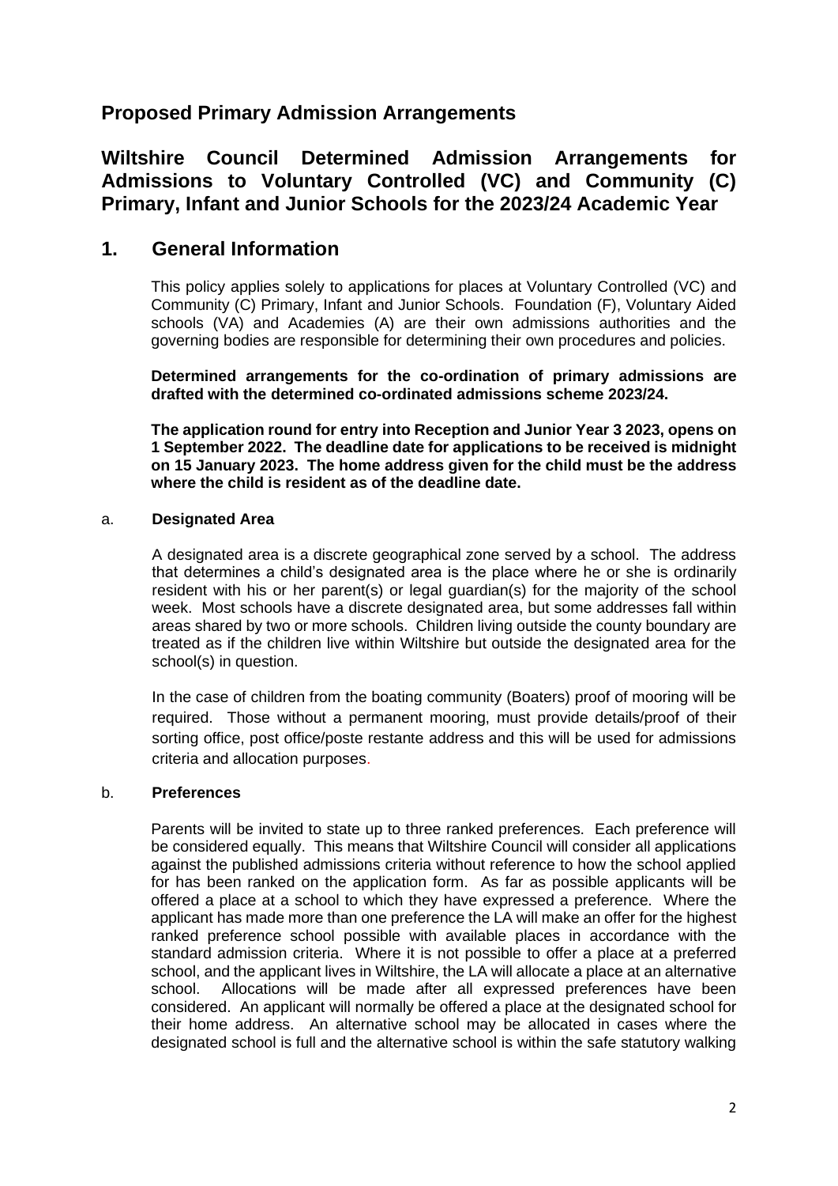# Proposed Primary Admission Arrangements

## Wiltshire Council Determined Admission Arrangements for Admissions to Voluntary Controlled (VC) and Community (C) Primary, Infant and Junior Schools for the 2023/24 Academic Year

## 1. General Information

This policy applies solely to applications for places at Voluntary Controlled (VC) and Community (C) Primary, Infant and Junior Schools. Foundation (F), Voluntary Aided schools (VA) and Academies (A) are their own admissions authorities and the governing bodies are responsible for determining their own procedures and policies.

**Determined arrangements for the co-ordination of primary admissions are drafted with the determined co-ordinated admissions scheme 2023/24.**

**The application round for entry into Reception and Junior Year 3 2023, opens on 1 September 2022. The deadline date for applications to be received is midnight on 15 January 2023. The home address given for the child must be the address where the child is resident as of the deadline date.**

### a. Designated Area

A designated area is a discrete geographical zone served by a school. The address that determines a child's designated area is the place where he or she is ordinarily resident with his or her parent(s) or legal guardian(s) for the majority of the school week. Most schools have a discrete designated area, but some addresses fall within areas shared by two or more schools. Children living outside the county boundary are treated as if the children live within Wiltshire but outside the designated area for the school(s) in question.

In the case of children from the boating community (Boaters) proof of mooring will be required. Those without a permanent mooring, must provide details/proof of their sorting office, post office/poste restante address and this will be used for admissions criteria and allocation purposes.

### b. Preferences

Parents will be invited to state up to three ranked preferences. Each preference will be considered equally. This means that Wiltshire Council will consider all applications against the published admissions criteria without reference to how the school applied for has been ranked on the application form. As far as possible applicants will be offered a place at a school to which they have expressed a preference. Where the applicant has made more than one preference the LA will make an offer for the highest ranked preference school possible with available places in accordance with the standard admission criteria. Where it is not possible to offer a place at a preferred school, and the applicant lives in Wiltshire, the LA will allocate a place at an alternative school. Allocations will be made after all expressed preferences have been considered. An applicant will normally be offered a place at the designated school for their home address. An alternative school may be allocated in cases where the designated school is full and the alternative school is within the safe statutory walking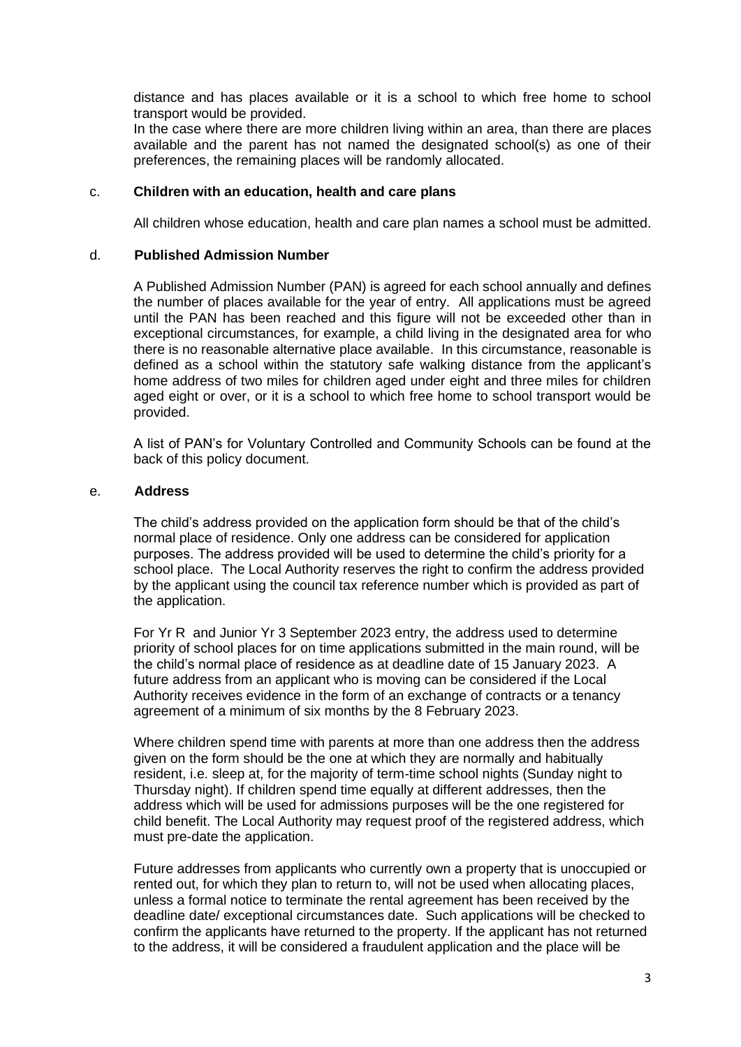distance and has places available or it is a school to which free home to school transport would be provided.

In the case where there are more children living within an area, than there are places available and the parent has not named the designated school(s) as one of their preferences, the remaining places will be randomly allocated.

c. **Children with an education, health and care plans**

All children whose education, health and care plan names a school must be admitted.

d. **Published Admission Number**

A Published Admission Number (PAN) is agreed for each school annually and defines the number of places available for the year of entry. All applications must be agreed until the PAN has been reached and this figure will not be exceeded other than in exceptional circumstances, for example, a child living in the designated area for who there is no reasonable alternative place available. In this circumstance, reasonable is defined as a school within the statutory safe walking distance from the applicant's home address of two miles for children aged under eight and three miles for children aged eight or over, or it is a school to which free home to school transport would be provided.

A list of PAN's for Voluntary Controlled and Community Schools can be found at the back of this policy document.

e. **Address**

The child's address provided on the application form should be that of the child's normal place of residence. Only one address can be considered for application purposes. The address provided will be used to determine the child's priority for a school place. The Local Authority reserves the right to confirm the address provided by the applicant using the council tax reference number which is provided as part of the application.

For Yr R and Junior Yr 3 September 2023 entry, the address used to determine priority of school places for on time applications submitted in the main round, will be the child's normal place of residence as at deadline date of 15 January 2023. A future address from an applicant who is moving can be considered if the Local Authority receives evidence in the form of an exchange of contracts or a tenancy agreement of a minimum of six months by the 8 February 2023.

Where children spend time with parents at more than one address then the address given on the form should be the one at which they are normally and habitually resident, i.e. sleep at, for the majority of term-time school nights (Sunday night to Thursday night). If children spend time equally at different addresses, then the address which will be used for admissions purposes will be the one registered for child benefit. The Local Authority may request proof of the registered address, which must pre-date the application.

Future addresses from applicants who currently own a property that is unoccupied or rented out, for which they plan to return to, will not be used when allocating places, unless a formal notice to terminate the rental agreement has been received by the deadline date/ exceptional circumstances date. Such applications will be checked to confirm the applicants have returned to the property. If the applicant has not returned to the address, it will be considered a fraudulent application and the place will be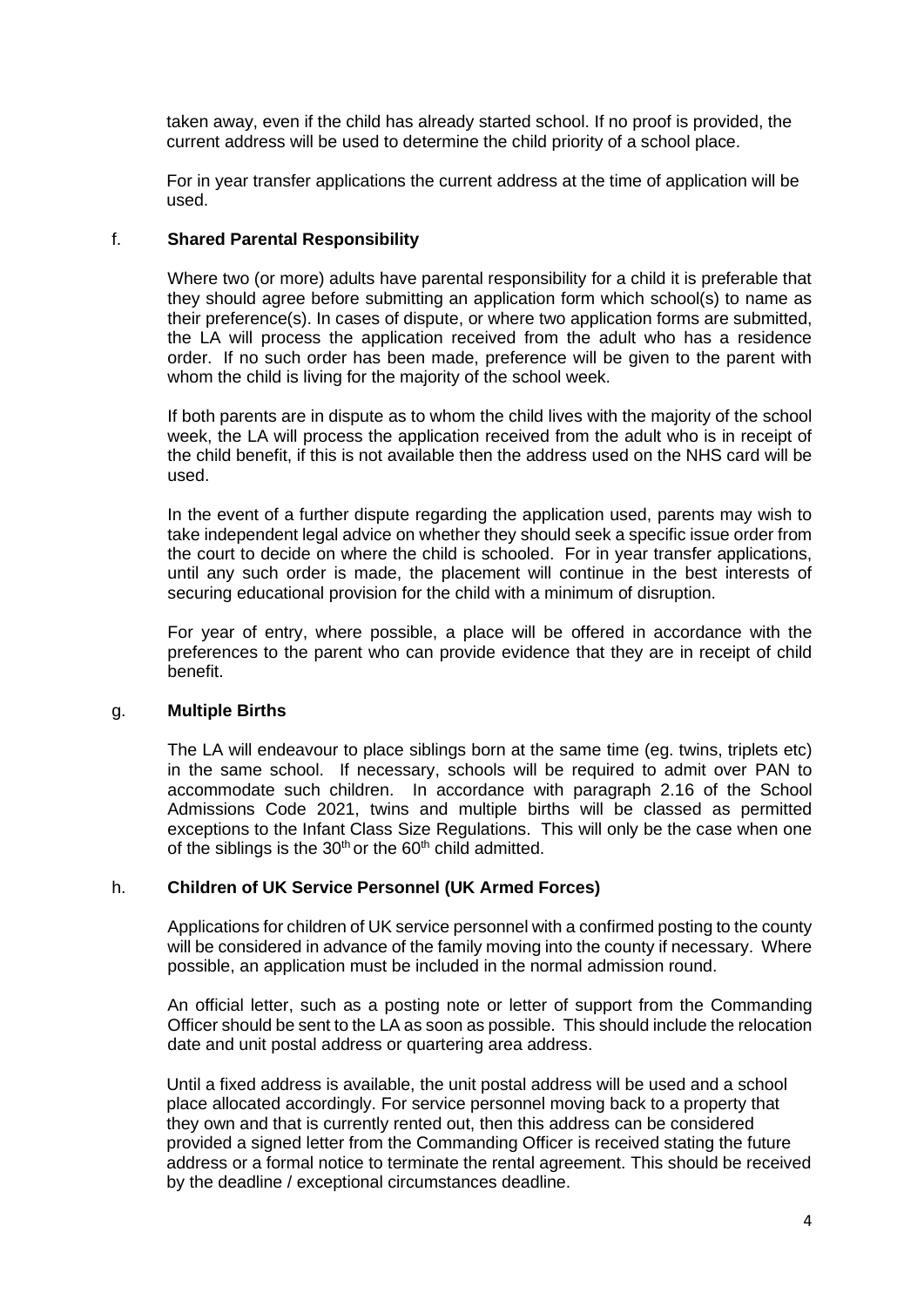taken away, even if the child has already started school. If no proof is provided, the current address will be used to determine the child priority of a school place.

For in year transfer applications the current address at the time of application will be used.

f. **Shared Parental Responsibility**

Where two (or more) adults have parental responsibility for a child it is preferable that they should agree before submitting an application form which school(s) to name as their preference(s). In cases of dispute, or where two application forms are submitted, the LA will process the application received from the adult who has a residence order. If no such order has been made, preference will be given to the parent with whom the child is living for the majority of the school week.

If both parents are in dispute as to whom the child lives with the majority of the school week, the LA will process the application received from the adult who is in receipt of the child benefit, if this is not available then the address used on the NHS card will be used.

In the event of a further dispute regarding the application used, parents may wish to take independent legal advice on whether they should seek a specific issue order from the court to decide on where the child is schooled. For in year transfer applications, until any such order is made, the placement will continue in the best interests of securing educational provision for the child with a minimum of disruption.

For year of entry, where possible, a place will be offered in accordance with the preferences to the parent who can provide evidence that they are in receipt of child benefit.

g. **Multiple Births**

The LA will endeavour to place siblings born at the same time (eg. twins, triplets etc) in the same school. If necessary, schools will be required to admit over PAN to accommodate such children. In accordance with paragraph 2.16 of the School Admissions Code 2021, twins and multiple births will be classed as permitted exceptions to the Infant Class Size Regulations. This will only be the case when one of the siblings is the 30th or the 60th child admitted.

h. **Children of UK Service Personnel (UK Armed Forces)**

Applications for children of UK service personnel with a confirmed posting to the county will be considered in advance of the family moving into the county if necessary. Where possible, an application must be included in the normal admission round.

An official letter, such as a posting note or letter of support from the Commanding Officer should be sent to the LA as soon as possible. This should include the relocation date and unit postal address or quartering area address.

Until a fixed address is available, the unit postal address will be used and a school place allocated accordingly. For service personnel moving back to a property that they own and that is currently rented out, then this address can be considered provided a signed letter from the Commanding Officer is received stating the future address or a formal notice to terminate the rental agreement. This should be received by the deadline / exceptional circumstances deadline.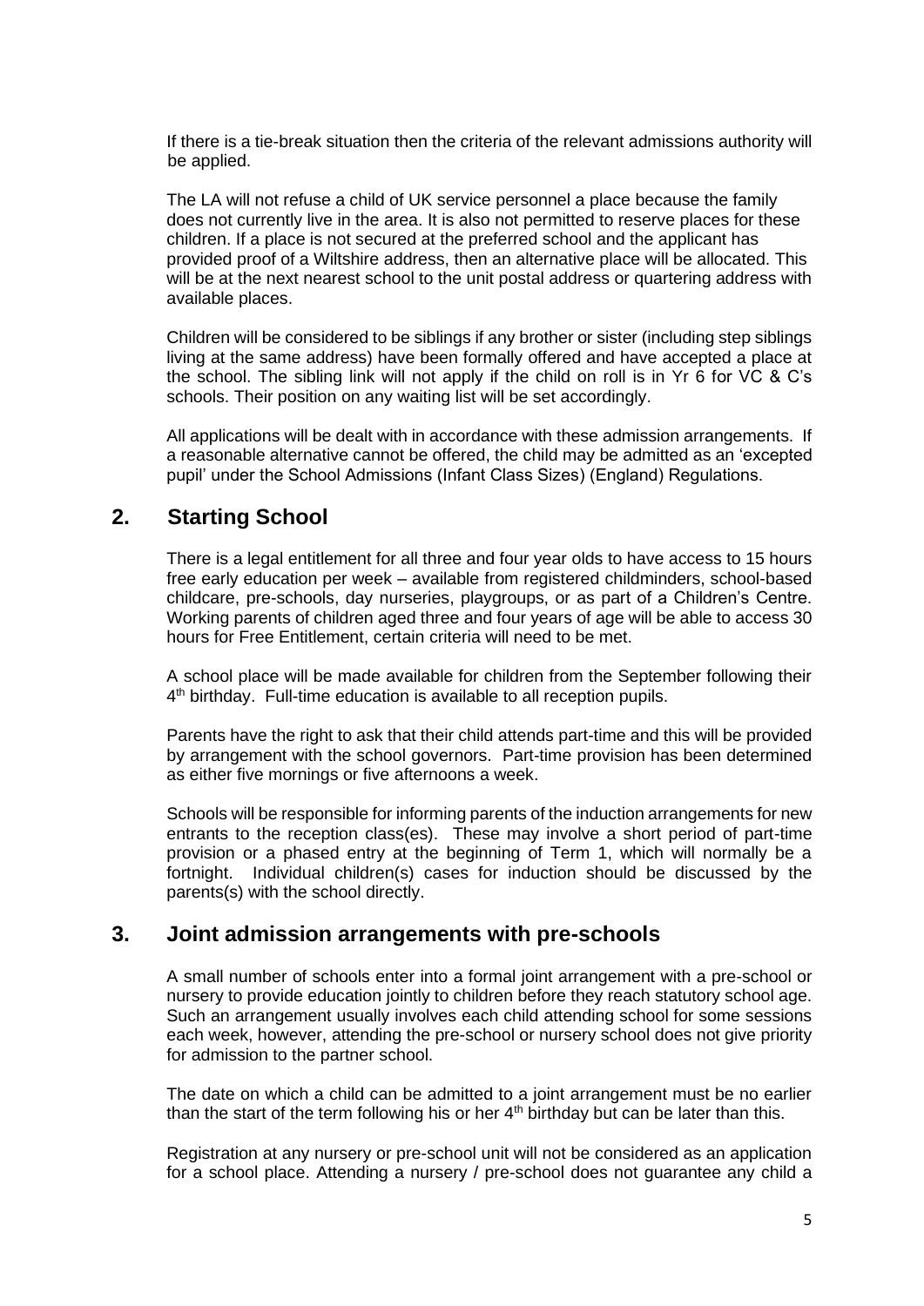If there is a tie-break situation then the criteria of the relevant admissions authority will be applied.

The LA will not refuse a child of UK service personnel a place because the family does not currently live in the area. It is also not permitted to reserve places for these children. If a place is not secured at the preferred school and the applicant has provided proof of a Wiltshire address, then an alternative place will be allocated. This will be at the next nearest school to the unit postal address or quartering address with available places.

Children will be considered to be siblings if any brother or sister (including step siblings living at the same address) have been formally offered and have accepted a place at the school. The sibling link will not apply if the child on roll is in Yr 6 for VC & C's schools. Their position on any waiting list will be set accordingly.

All applications will be dealt with in accordance with these admission arrangements. If a reasonable alternative cannot be offered, the child may be admitted as an 'excepted pupil' under the School Admissions (Infant Class Sizes) (England) Regulations.

## 2. Starting School

There is a legal entitlement for all three and four year olds to have access to 15 hours free early education per week – available from registered childminders, school-based childcare, pre-schools, day nurseries, playgroups, or as part of a Children's Centre. Working parents of children aged three and four years of age will be able to access 30 hours for Free Entitlement, certain criteria will need to be met.

A school place will be made available for children from the September following their 4th birthday. Full-time education is available to all reception pupils.

Parents have the right to ask that their child attends part-time and this will be provided by arrangement with the school governors. Part-time provision has been determined as either five mornings or five afternoons a week.

Schools will be responsible for informing parents of the induction arrangements for new entrants to the reception class(es). These may involve a short period of part-time provision or a phased entry at the beginning of Term 1, which will normally be a fortnight. Individual children(s) cases for induction should be discussed by the parents(s) with the school directly.

## 3. Joint admission arrangements with pre-schools

A small number of schools enter into a formal joint arrangement with a pre-school or nursery to provide education jointly to children before they reach statutory school age. Such an arrangement usually involves each child attending school for some sessions each week, however, attending the pre-school or nursery school does not give priority for admission to the partner school.

The date on which a child can be admitted to a joint arrangement must be no earlier than the start of the term following his or her 4th birthday but can be later than this.

Registration at any nursery or pre-school unit will not be considered as an application for a school place. Attending a nursery / pre-school does not guarantee any child a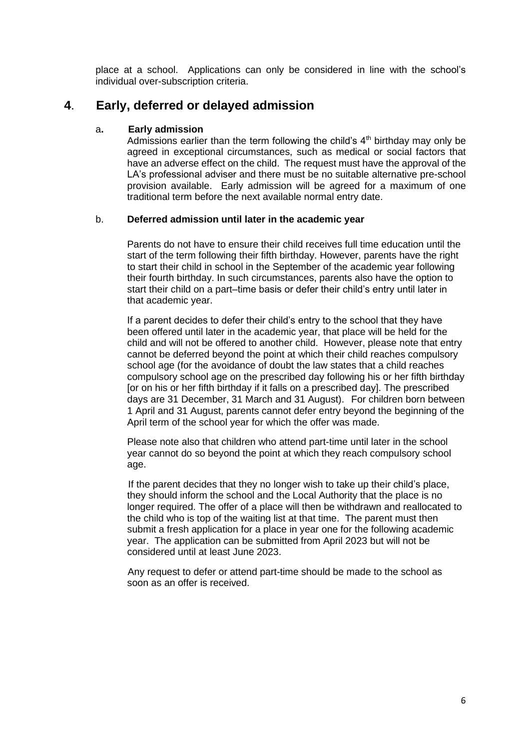place at a school. Applications can only be considered in line with the school's individual over-subscription criteria.

## 4. Early, deferred or delayed admission

### a. Early admission

Admissions earlier than the term following the child's 4th birthday may only be agreed in exceptional circumstances, such as medical or social factors that have an adverse effect on the child. The request must have the approval of the LA's professional adviser and there must be no suitable alternative pre-school provision available. Early admission will be agreed for a maximum of one traditional term before the next available normal entry date.

### b. Deferred admission until later in the academic year

Parents do not have to ensure their child receives full time education until the start of the term following their fifth birthday. However, parents have the right to start their child in school in the September of the academic year following their fourth birthday. In such circumstances, parents also have the option to start their child on a part–time basis or defer their child's entry until later in that academic year.

If a parent decides to defer their child's entry to the school that they have been offered until later in the academic year, that place will be held for the child and will not be offered to another child. However, please note that entry cannot be deferred beyond the point at which their child reaches compulsory school age (for the avoidance of doubt the law states that a child reaches compulsory school age on the prescribed day following his or her fifth birthday [or on his or her fifth birthday if it falls on a prescribed day]. The prescribed days are 31 December, 31 March and 31 August). For children born between 1 April and 31 August, parents cannot defer entry beyond the beginning of the April term of the school year for which the offer was made.

Please note also that children who attend part-time until later in the school year cannot do so beyond the point at which they reach compulsory school age.

If the parent decides that they no longer wish to take up their child's place, they should inform the school and the Local Authority that the place is no longer required. The offer of a place will then be withdrawn and reallocated to the child who is top of the waiting list at that time. The parent must then submit a fresh application for a place in year one for the following academic year. The application can be submitted from April 2023 but will not be considered until at least June 2023.

Any request to defer or attend part-time should be made to the school as soon as an offer is received.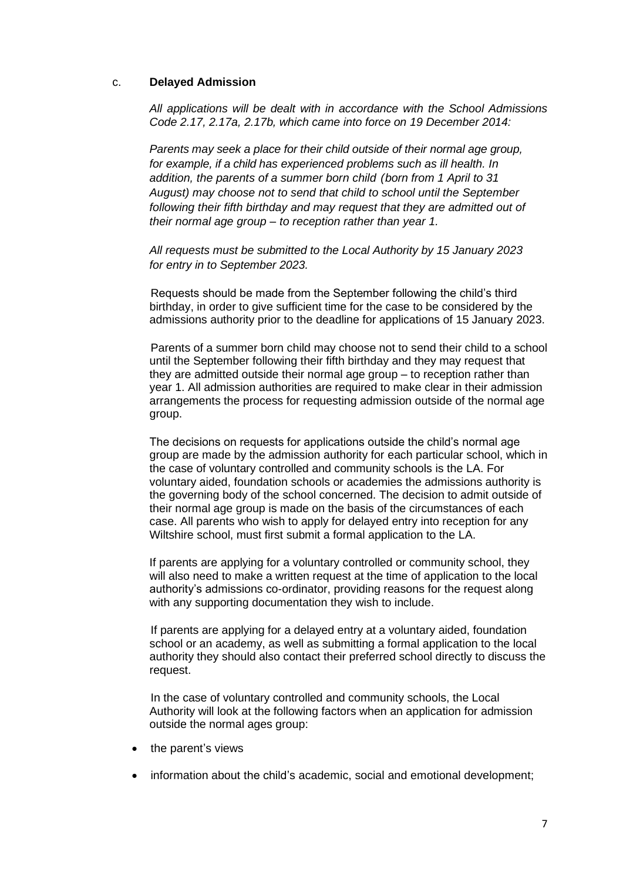### c. **Delayed Admission**

*All applications will be dealt with in accordance with the School Admissions Code 2.17, 2.17a, 2.17b, which came into force on 19 December 2014:*

*Parents may seek a place for their child outside of their normal age group, for example, if a child has experienced problems such as ill health. In addition, the parents of a summer born child (born from 1 April to 31 August) may choose not to send that child to school until the September following their fifth birthday and may request that they are admitted out of their normal age group – to reception rather than year 1.*

*All requests must be submitted to the Local Authority by 15 January 2023 for entry in to September 2023.*

Requests should be made from the September following the child's third birthday, in order to give sufficient time for the case to be considered by the admissions authority prior to the deadline for applications of 15 January 2023.

Parents of a summer born child may choose not to send their child to a school until the September following their fifth birthday and they may request that they are admitted outside their normal age group – to reception rather than year 1. All admission authorities are required to make clear in their admission arrangements the process for requesting admission outside of the normal age group.

The decisions on requests for applications outside the child's normal age group are made by the admission authority for each particular school, which in the case of voluntary controlled and community schools is the LA. For voluntary aided, foundation schools or academies the admissions authority is the governing body of the school concerned. The decision to admit outside of their normal age group is made on the basis of the circumstances of each case. All parents who wish to apply for delayed entry into reception for any Wiltshire school, must first submit a formal application to the LA.

If parents are applying for a voluntary controlled or community school, they will also need to make a written request at the time of application to the local authority's admissions co-ordinator, providing reasons for the request along with any supporting documentation they wish to include.

If parents are applying for a delayed entry at a voluntary aided, foundation school or an academy, as well as submitting a formal application to the local authority they should also contact their preferred school directly to discuss the request.

In the case of voluntary controlled and community schools, the Local Authority will look at the following factors when an application for admission outside the normal ages group:

- the parent's views
- information about the child's academic, social and emotional development;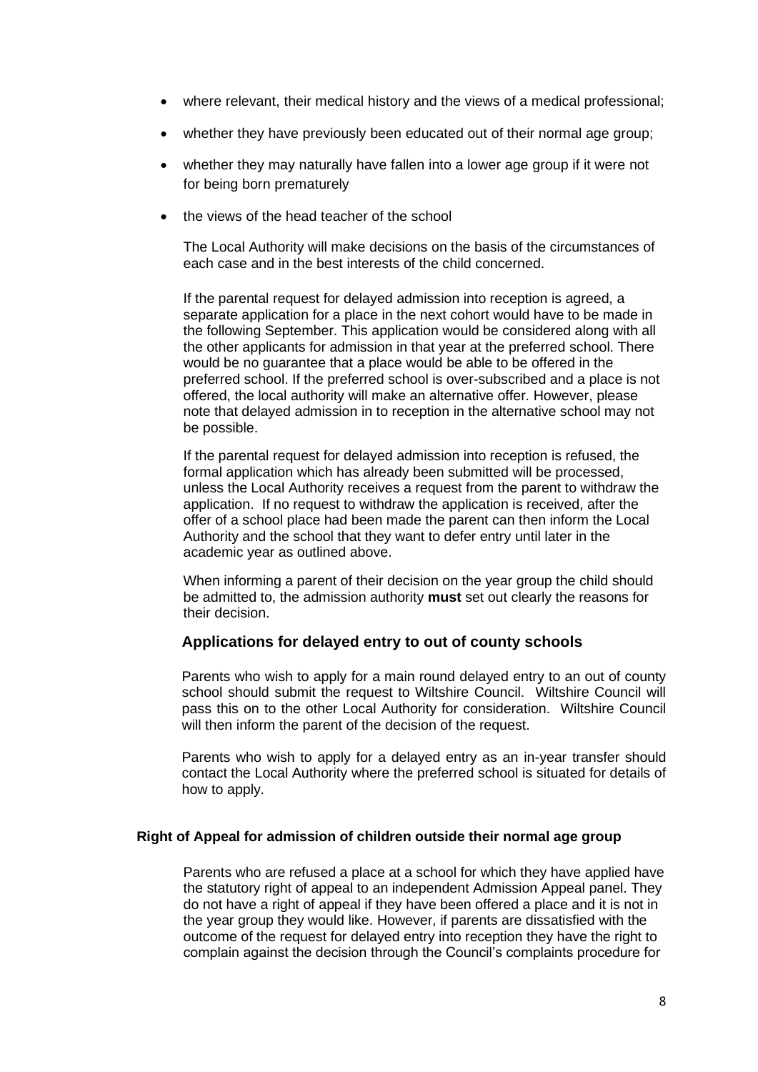- where relevant, their medical history and the views of a medical professional;
- whether they have previously been educated out of their normal age group;
- whether they may naturally have fallen into a lower age group if it were not for being born prematurely
- the views of the head teacher of the school

The Local Authority will make decisions on the basis of the circumstances of each case and in the best interests of the child concerned.

If the parental request for delayed admission into reception is agreed, a separate application for a place in the next cohort would have to be made in the following September. This application would be considered along with all the other applicants for admission in that year at the preferred school. There would be no guarantee that a place would be able to be offered in the preferred school. If the preferred school is over-subscribed and a place is not offered, the local authority will make an alternative offer. However, please note that delayed admission in to reception in the alternative school may not be possible.

If the parental request for delayed admission into reception is refused, the formal application which has already been submitted will be processed, unless the Local Authority receives a request from the parent to withdraw the application. If no request to withdraw the application is received, after the offer of a school place had been made the parent can then inform the Local Authority and the school that they want to defer entry until later in the academic year as outlined above.

When informing a parent of their decision on the year group the child should be admitted to, the admission authority **must** set out clearly the reasons for their decision.

### Applications for delayed entry to out of county schools

Parents who wish to apply for a main round delayed entry to an out of county school should submit the request to Wiltshire Council. Wiltshire Council will pass this on to the other Local Authority for consideration. Wiltshire Council will then inform the parent of the decision of the request.

Parents who wish to apply for a delayed entry as an in-year transfer should contact the Local Authority where the preferred school is situated for details of how to apply.

#### Right of Appeal for admission of children outside their normal age group

Parents who are refused a place at a school for which they have applied have the statutory right of appeal to an independent Admission Appeal panel. They do not have a right of appeal if they have been offered a place and it is not in the year group they would like. However, if parents are dissatisfied with the outcome of the request for delayed entry into reception they have the right to complain against the decision through the Council's complaints procedure for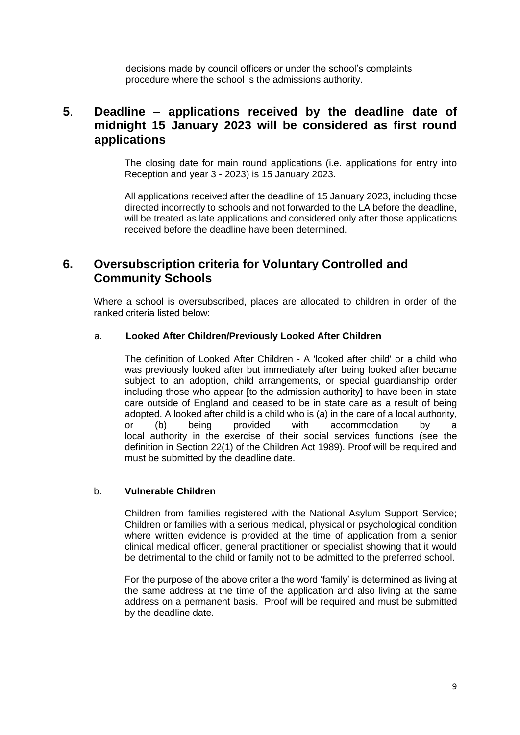decisions made by council officers or under the school's complaints procedure where the school is the admissions authority.

## **5**. Deadline – applications received by the deadline date of midnight 15 January 2023 will be considered as first round applications

The closing date for main round applications (i.e. applications for entry into Reception and year 3 - 2023) is 15 January 2023.

All applications received after the deadline of 15 January 2023, including those directed incorrectly to schools and not forwarded to the LA before the deadline, will be treated as late applications and considered only after those applications received before the deadline have been determined.

## 6. Oversubscription criteria for Voluntary Controlled and Community Schools

Where a school is oversubscribed, places are allocated to children in order of the ranked criteria listed below:

### a. Looked After Children/Previously Looked After Children

The definition of Looked After Children - A 'looked after child' or a child who was previously looked after but immediately after being looked after became subject to an adoption, child arrangements, or special guardianship order including those who appear [to the admission authority] to have been in state care outside of England and ceased to be in state care as a result of being adopted. A looked after child is a child who is (a) in the care of a local authority, or (b) being provided with accommodation by a local authority in the exercise of their social services functions (see the definition in Section 22(1) of the Children Act 1989). Proof will be required and must be submitted by the deadline date.

### b. Vulnerable Children

Children from families registered with the National Asylum Support Service; Children or families with a serious medical, physical or psychological condition where written evidence is provided at the time of application from a senior clinical medical officer, general practitioner or specialist showing that it would be detrimental to the child or family not to be admitted to the preferred school.

For the purpose of the above criteria the word 'family' is determined as living at the same address at the time of the application and also living at the same address on a permanent basis. Proof will be required and must be submitted by the deadline date.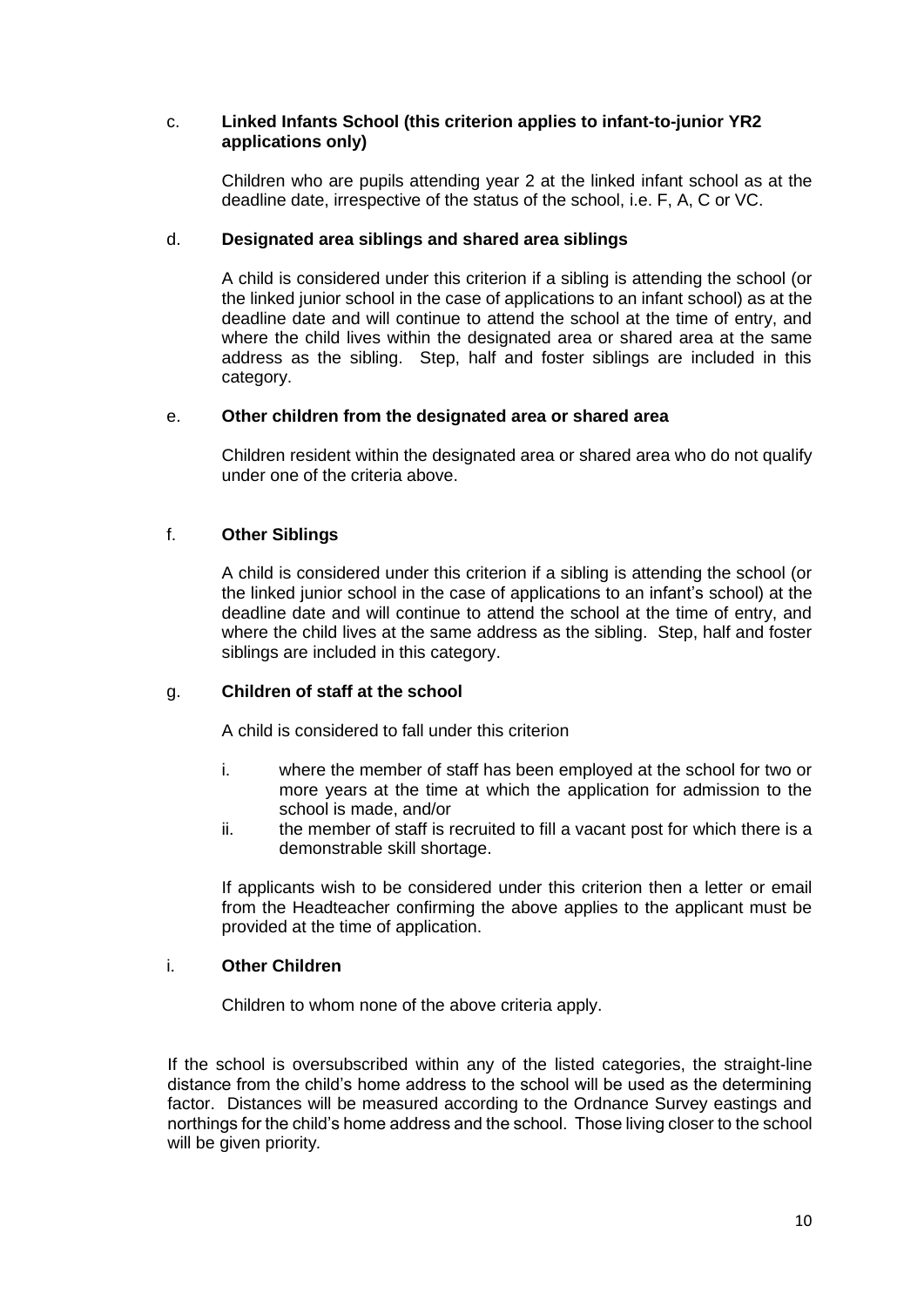c. **Linked Infants School (this criterion applies to infant-to-junior YR2 applications only)**

Children who are pupils attending year 2 at the linked infant school as at the deadline date, irrespective of the status of the school, i.e. F, A, C or VC.

d. **Designated area siblings and shared area siblings**

A child is considered under this criterion if a sibling is attending the school (or the linked junior school in the case of applications to an infant school) as at the deadline date and will continue to attend the school at the time of entry, and where the child lives within the designated area or shared area at the same address as the sibling. Step, half and foster siblings are included in this category.

e. **Other children from the designated area or shared area**

Children resident within the designated area or shared area who do not qualify under one of the criteria above.

f. **Other Siblings**

A child is considered under this criterion if a sibling is attending the school (or the linked junior school in the case of applications to an infant's school) at the deadline date and will continue to attend the school at the time of entry, and where the child lives at the same address as the sibling. Step, half and foster siblings are included in this category.

g. **Children of staff at the school**

A child is considered to fall under this criterion

i. where the member of staff has been employed at the school for two or more years at the time at which the application for admission to the school is made, and/or
ii. the member of staff is recruited to fill a vacant post for which there is a demonstrable skill shortage.

If applicants wish to be considered under this criterion then a letter or email from the Headteacher confirming the above applies to the applicant must be provided at the time of application.

i. **Other Children**

Children to whom none of the above criteria apply.

If the school is oversubscribed within any of the listed categories, the straight-line distance from the child's home address to the school will be used as the determining factor. Distances will be measured according to the Ordnance Survey eastings and northings for the child's home address and the school. Those living closer to the school will be given priority.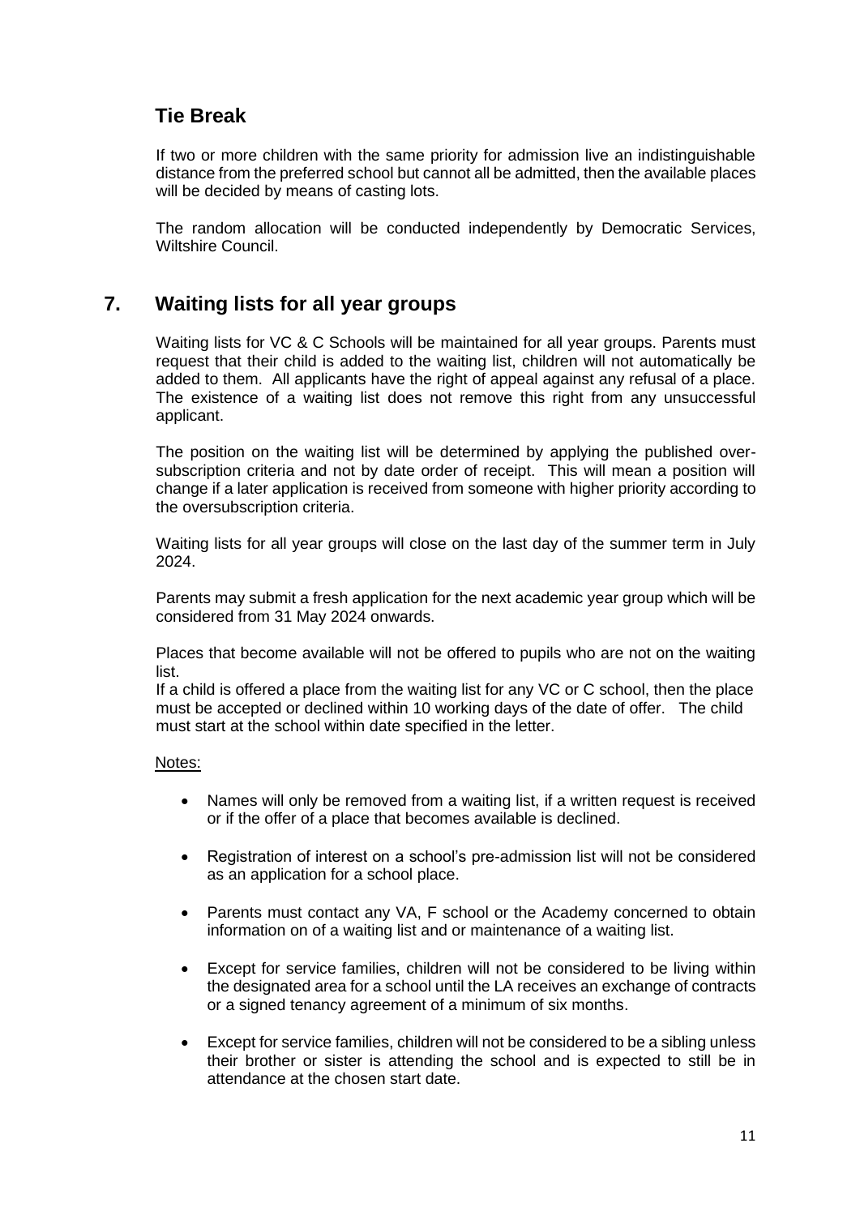## Tie Break

If two or more children with the same priority for admission live an indistinguishable distance from the preferred school but cannot all be admitted, then the available places will be decided by means of casting lots.

The random allocation will be conducted independently by Democratic Services, Wiltshire Council.

## 7. Waiting lists for all year groups

Waiting lists for VC & C Schools will be maintained for all year groups. Parents must request that their child is added to the waiting list, children will not automatically be added to them. All applicants have the right of appeal against any refusal of a place. The existence of a waiting list does not remove this right from any unsuccessful applicant.

The position on the waiting list will be determined by applying the published over-subscription criteria and not by date order of receipt. This will mean a position will change if a later application is received from someone with higher priority according to the oversubscription criteria.

Waiting lists for all year groups will close on the last day of the summer term in July 2024.

Parents may submit a fresh application for the next academic year group which will be considered from 31 May 2024 onwards.

Places that become available will not be offered to pupils who are not on the waiting list.
If a child is offered a place from the waiting list for any VC or C school, then the place must be accepted or declined within 10 working days of the date of offer. The child must start at the school within date specified in the letter.

Notes:

- Names will only be removed from a waiting list, if a written request is received or if the offer of a place that becomes available is declined.
- Registration of interest on a school's pre-admission list will not be considered as an application for a school place.
- Parents must contact any VA, F school or the Academy concerned to obtain information on of a waiting list and or maintenance of a waiting list.
- Except for service families, children will not be considered to be living within the designated area for a school until the LA receives an exchange of contracts or a signed tenancy agreement of a minimum of six months.
- Except for service families, children will not be considered to be a sibling unless their brother or sister is attending the school and is expected to still be in attendance at the chosen start date.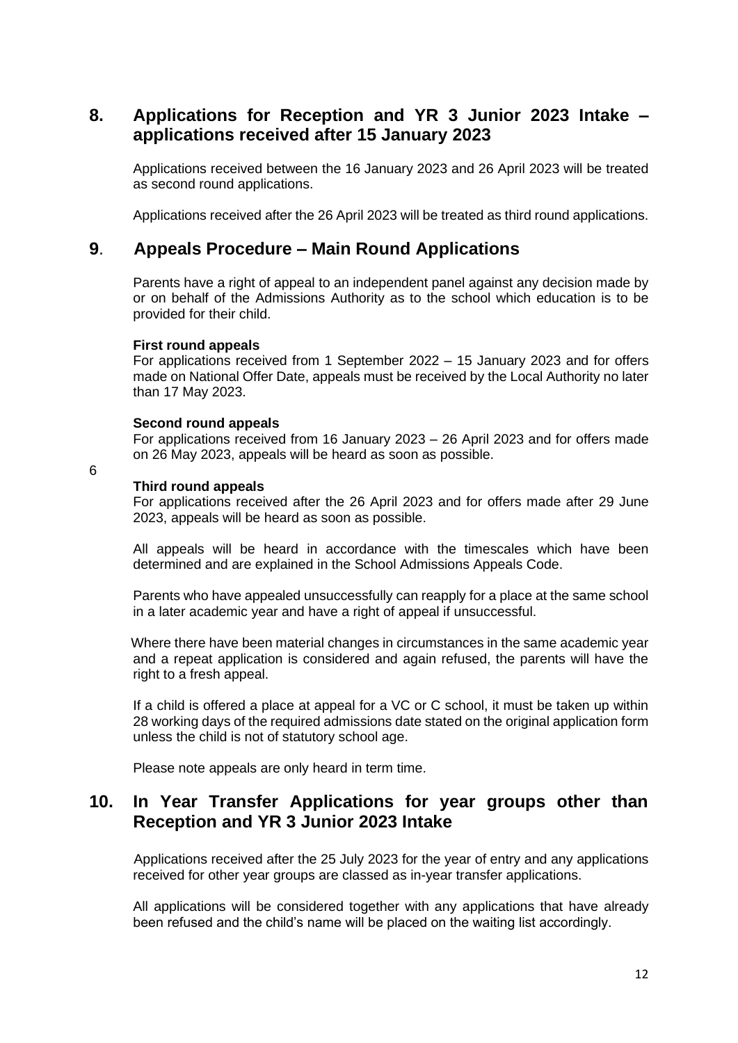## 8. Applications for Reception and YR 3 Junior 2023 Intake – applications received after 15 January 2023

Applications received between the 16 January 2023 and 26 April 2023 will be treated as second round applications.

Applications received after the 26 April 2023 will be treated as third round applications.

## 9. Appeals Procedure – Main Round Applications

Parents have a right of appeal to an independent panel against any decision made by or on behalf of the Admissions Authority as to the school which education is to be provided for their child.

**First round appeals**
For applications received from 1 September 2022 – 15 January 2023 and for offers made on National Offer Date, appeals must be received by the Local Authority no later than 17 May 2023.

**Second round appeals**
For applications received from 16 January 2023 – 26 April 2023 and for offers made on 26 May 2023, appeals will be heard as soon as possible.

6

**Third round appeals**
For applications received after the 26 April 2023 and for offers made after 29 June 2023, appeals will be heard as soon as possible.

All appeals will be heard in accordance with the timescales which have been determined and are explained in the School Admissions Appeals Code.

Parents who have appealed unsuccessfully can reapply for a place at the same school in a later academic year and have a right of appeal if unsuccessful.

Where there have been material changes in circumstances in the same academic year and a repeat application is considered and again refused, the parents will have the right to a fresh appeal.

If a child is offered a place at appeal for a VC or C school, it must be taken up within 28 working days of the required admissions date stated on the original application form unless the child is not of statutory school age.

Please note appeals are only heard in term time.

## 10. In Year Transfer Applications for year groups other than Reception and YR 3 Junior 2023 Intake

Applications received after the 25 July 2023 for the year of entry and any applications received for other year groups are classed as in-year transfer applications.

All applications will be considered together with any applications that have already been refused and the child's name will be placed on the waiting list accordingly.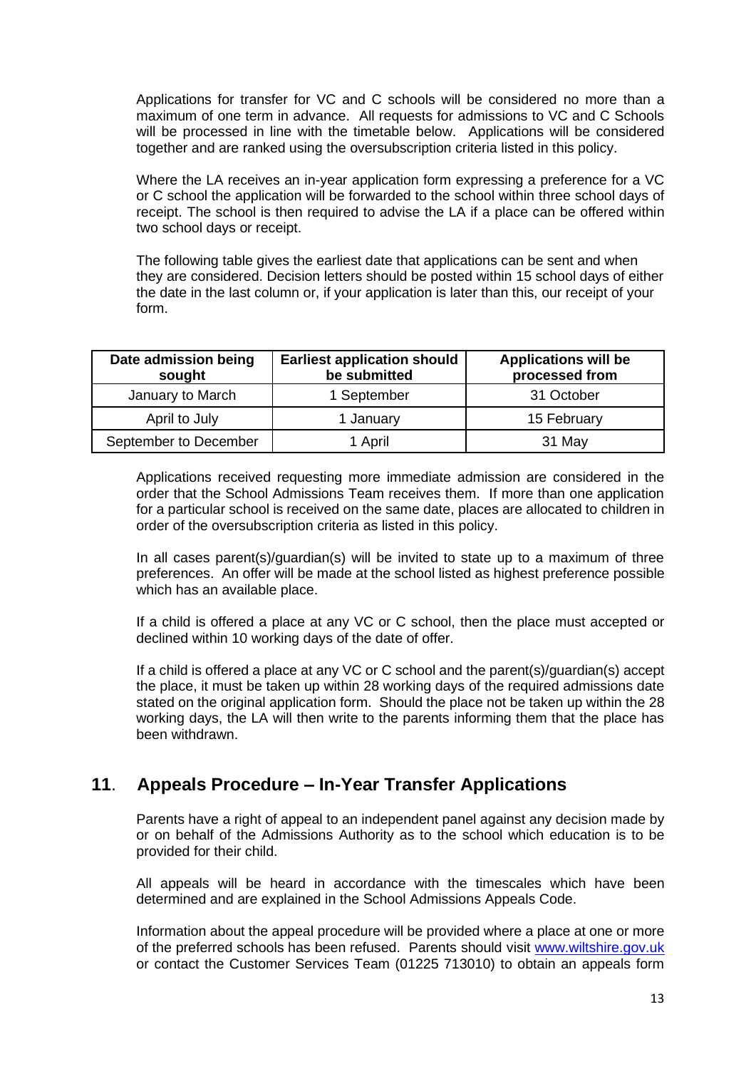Applications for transfer for VC and C schools will be considered no more than a maximum of one term in advance. All requests for admissions to VC and C Schools will be processed in line with the timetable below. Applications will be considered together and are ranked using the oversubscription criteria listed in this policy.

Where the LA receives an in-year application form expressing a preference for a VC or C school the application will be forwarded to the school within three school days of receipt. The school is then required to advise the LA if a place can be offered within two school days or receipt.

The following table gives the earliest date that applications can be sent and when they are considered. Decision letters should be posted within 15 school days of either the date in the last column or, if your application is later than this, our receipt of your form.

| Date admission being sought | Earliest application should be submitted | Applications will be processed from |
|---|---|---|
| January to March | 1 September | 31 October |
| April to July | 1 January | 15 February |
| September to December | 1 April | 31 May |

Applications received requesting more immediate admission are considered in the order that the School Admissions Team receives them. If more than one application for a particular school is received on the same date, places are allocated to children in order of the oversubscription criteria as listed in this policy.

In all cases parent(s)/guardian(s) will be invited to state up to a maximum of three preferences. An offer will be made at the school listed as highest preference possible which has an available place.

If a child is offered a place at any VC or C school, then the place must accepted or declined within 10 working days of the date of offer.

If a child is offered a place at any VC or C school and the parent(s)/guardian(s) accept the place, it must be taken up within 28 working days of the required admissions date stated on the original application form. Should the place not be taken up within the 28 working days, the LA will then write to the parents informing them that the place has been withdrawn.

## 11. Appeals Procedure – In-Year Transfer Applications

Parents have a right of appeal to an independent panel against any decision made by or on behalf of the Admissions Authority as to the school which education is to be provided for their child.

All appeals will be heard in accordance with the timescales which have been determined and are explained in the School Admissions Appeals Code.

Information about the appeal procedure will be provided where a place at one or more of the preferred schools has been refused. Parents should visit www.wiltshire.gov.uk or contact the Customer Services Team (01225 713010) to obtain an appeals form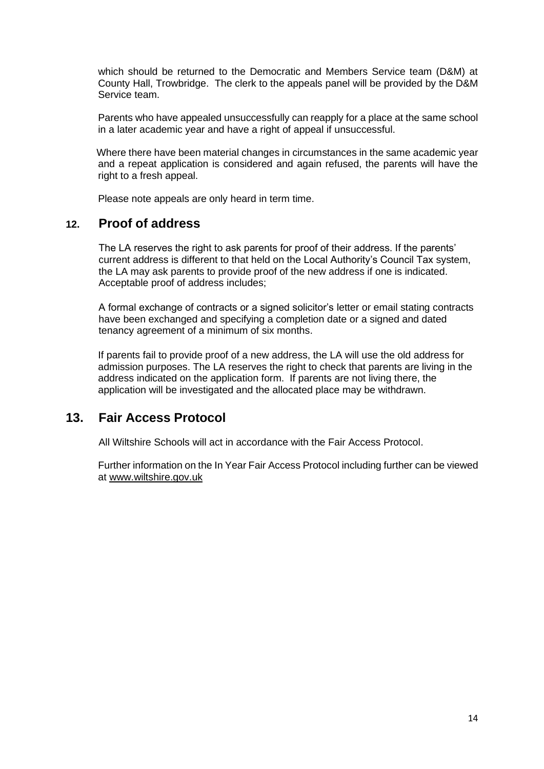which should be returned to the Democratic and Members Service team (D&M) at County Hall, Trowbridge. The clerk to the appeals panel will be provided by the D&M Service team.

Parents who have appealed unsuccessfully can reapply for a place at the same school in a later academic year and have a right of appeal if unsuccessful.

Where there have been material changes in circumstances in the same academic year and a repeat application is considered and again refused, the parents will have the right to a fresh appeal.

Please note appeals are only heard in term time.

## 12. Proof of address

The LA reserves the right to ask parents for proof of their address. If the parents' current address is different to that held on the Local Authority's Council Tax system, the LA may ask parents to provide proof of the new address if one is indicated. Acceptable proof of address includes;

A formal exchange of contracts or a signed solicitor's letter or email stating contracts have been exchanged and specifying a completion date or a signed and dated tenancy agreement of a minimum of six months.

If parents fail to provide proof of a new address, the LA will use the old address for admission purposes. The LA reserves the right to check that parents are living in the address indicated on the application form. If parents are not living there, the application will be investigated and the allocated place may be withdrawn.

## 13. Fair Access Protocol

All Wiltshire Schools will act in accordance with the Fair Access Protocol.

Further information on the In Year Fair Access Protocol including further can be viewed at www.wiltshire.gov.uk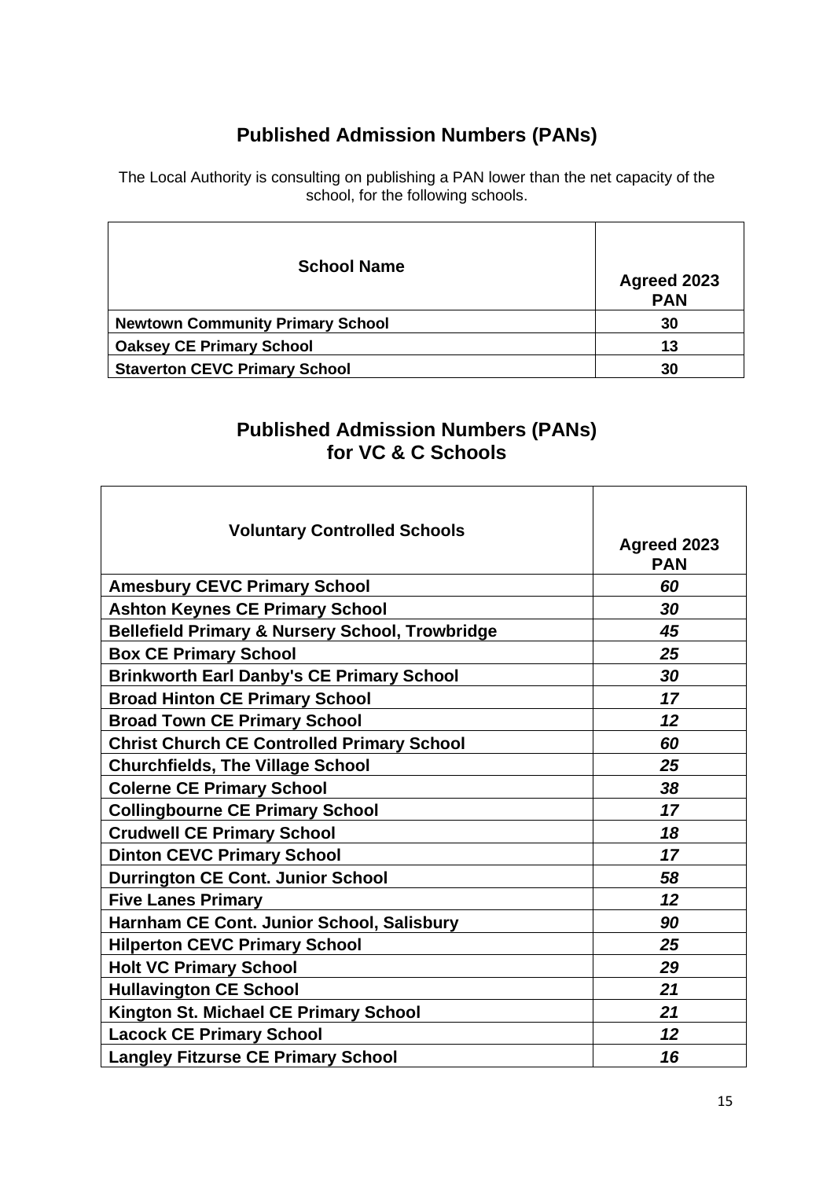## Published Admission Numbers (PANs)

The Local Authority is consulting on publishing a PAN lower than the net capacity of the school, for the following schools.

| School Name | Agreed 2023 PAN |
|---|---|
| **Newtown Community Primary School** | **30** |
| **Oaksey CE Primary School** | **13** |
| **Staverton CEVC Primary School** | **30** |

## Published Admission Numbers (PANs) for VC & C Schools

| Voluntary Controlled Schools | Agreed 2023 PAN |
|---|---|
| **Amesbury CEVC Primary School** | ***60*** |
| **Ashton Keynes CE Primary School** | ***30*** |
| **Bellefield Primary & Nursery School, Trowbridge** | ***45*** |
| **Box CE Primary School** | ***25*** |
| **Brinkworth Earl Danby's CE Primary School** | ***30*** |
| **Broad Hinton CE Primary School** | ***17*** |
| **Broad Town CE Primary School** | ***12*** |
| **Christ Church CE Controlled Primary School** | ***60*** |
| **Churchfields, The Village School** | ***25*** |
| **Colerne CE Primary School** | ***38*** |
| **Collingbourne CE Primary School** | ***17*** |
| **Crudwell CE Primary School** | ***18*** |
| **Dinton CEVC Primary School** | ***17*** |
| **Durrington CE Cont. Junior School** | ***58*** |
| **Five Lanes Primary** | ***12*** |
| **Harnham CE Cont. Junior School, Salisbury** | ***90*** |
| **Hilperton CEVC Primary School** | ***25*** |
| **Holt VC Primary School** | ***29*** |
| **Hullavington CE School** | ***21*** |
| **Kington St. Michael CE Primary School** | ***21*** |
| **Lacock CE Primary School** | ***12*** |
| **Langley Fitzurse CE Primary School** | ***16*** |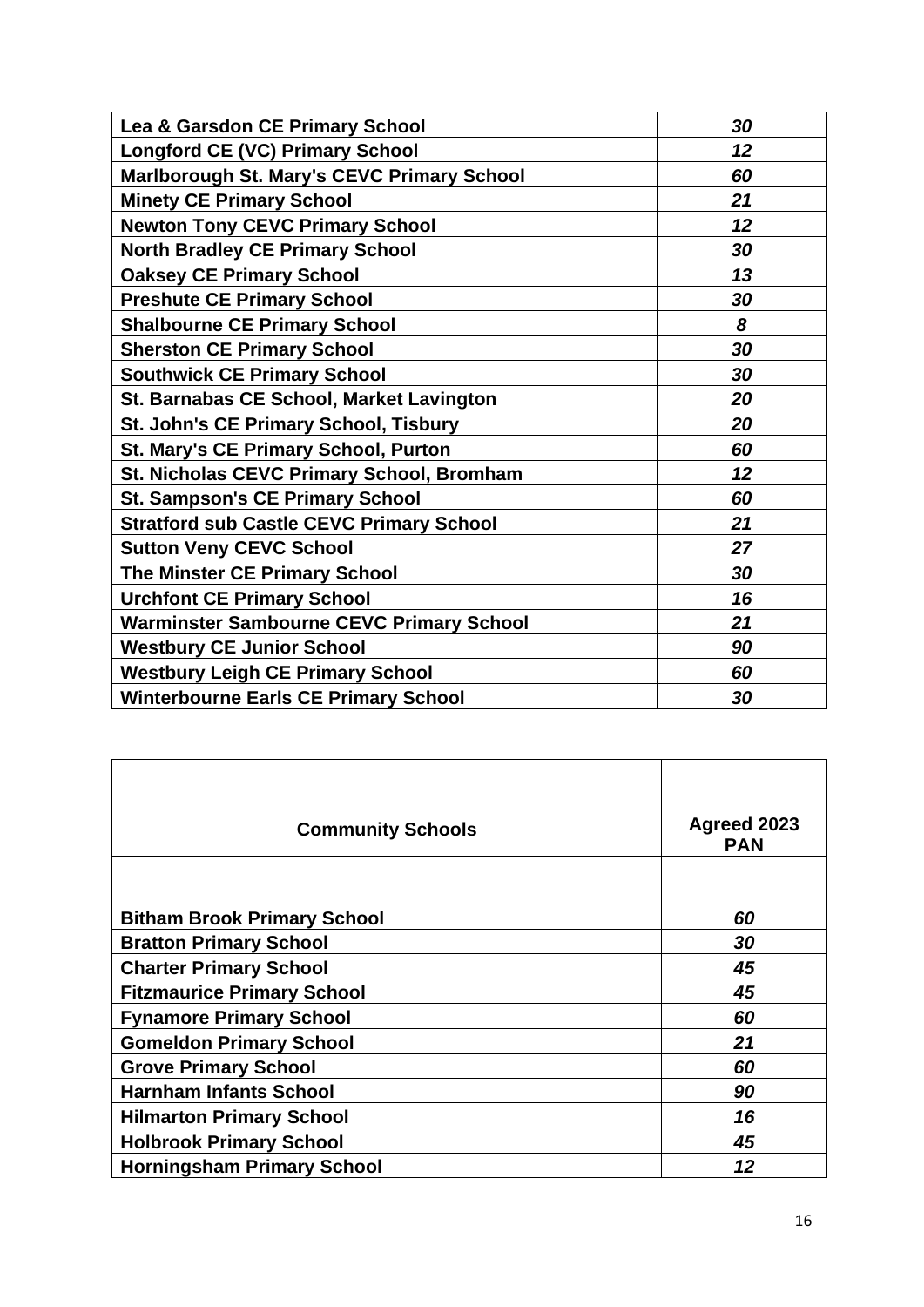| | |
|---|---|
| **Lea & Garsdon CE Primary School** | ***30*** |
| **Longford CE (VC) Primary School** | ***12*** |
| **Marlborough St. Mary's CEVC Primary School** | ***60*** |
| **Minety CE Primary School** | ***21*** |
| **Newton Tony CEVC Primary School** | ***12*** |
| **North Bradley CE Primary School** | ***30*** |
| **Oaksey CE Primary School** | ***13*** |
| **Preshute CE Primary School** | ***30*** |
| **Shalbourne CE Primary School** | ***8*** |
| **Sherston CE Primary School** | ***30*** |
| **Southwick CE Primary School** | ***30*** |
| **St. Barnabas CE School, Market Lavington** | ***20*** |
| **St. John's CE Primary School, Tisbury** | ***20*** |
| **St. Mary's CE Primary School, Purton** | ***60*** |
| **St. Nicholas CEVC Primary School, Bromham** | ***12*** |
| **St. Sampson's CE Primary School** | ***60*** |
| **Stratford sub Castle CEVC Primary School** | ***21*** |
| **Sutton Veny CEVC School** | ***27*** |
| **The Minster CE Primary School** | ***30*** |
| **Urchfont CE Primary School** | ***16*** |
| **Warminster Sambourne CEVC Primary School** | ***21*** |
| **Westbury CE Junior School** | ***90*** |
| **Westbury Leigh CE Primary School** | ***60*** |
| **Winterbourne Earls CE Primary School** | ***30*** |

| **Community Schools** | **Agreed 2023 PAN** |
|---|---|
| **Bitham Brook Primary School** | ***60*** |
| **Bratton Primary School** | ***30*** |
| **Charter Primary School** | ***45*** |
| **Fitzmaurice Primary School** | ***45*** |
| **Fynamore Primary School** | ***60*** |
| **Gomeldon Primary School** | ***21*** |
| **Grove Primary School** | ***60*** |
| **Harnham Infants School** | ***90*** |
| **Hilmarton Primary School** | ***16*** |
| **Holbrook Primary School** | ***45*** |
| **Horningsham Primary School** | ***12*** |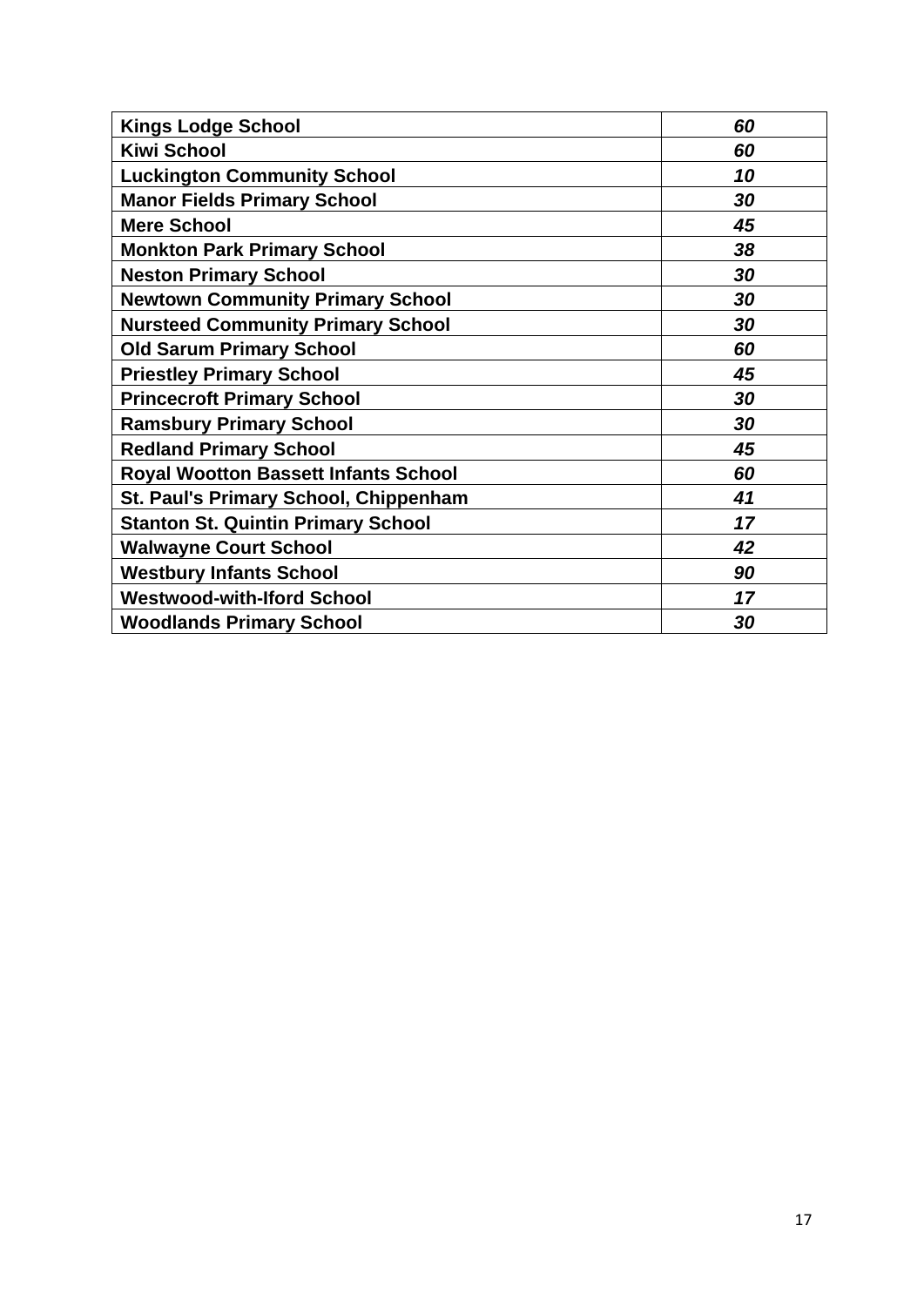| | |
|---|---|
| **Kings Lodge School** | ***60*** |
| **Kiwi School** | ***60*** |
| **Luckington Community School** | ***10*** |
| **Manor Fields Primary School** | ***30*** |
| **Mere School** | ***45*** |
| **Monkton Park Primary School** | ***38*** |
| **Neston Primary School** | ***30*** |
| **Newtown Community Primary School** | ***30*** |
| **Nursteed Community Primary School** | ***30*** |
| **Old Sarum Primary School** | ***60*** |
| **Priestley Primary School** | ***45*** |
| **Princecroft Primary School** | ***30*** |
| **Ramsbury Primary School** | ***30*** |
| **Redland Primary School** | ***45*** |
| **Royal Wootton Bassett Infants School** | ***60*** |
| **St. Paul's Primary School, Chippenham** | ***41*** |
| **Stanton St. Quintin Primary School** | ***17*** |
| **Walwayne Court School** | ***42*** |
| **Westbury Infants School** | ***90*** |
| **Westwood-with-Iford School** | ***17*** |
| **Woodlands Primary School** | ***30*** |